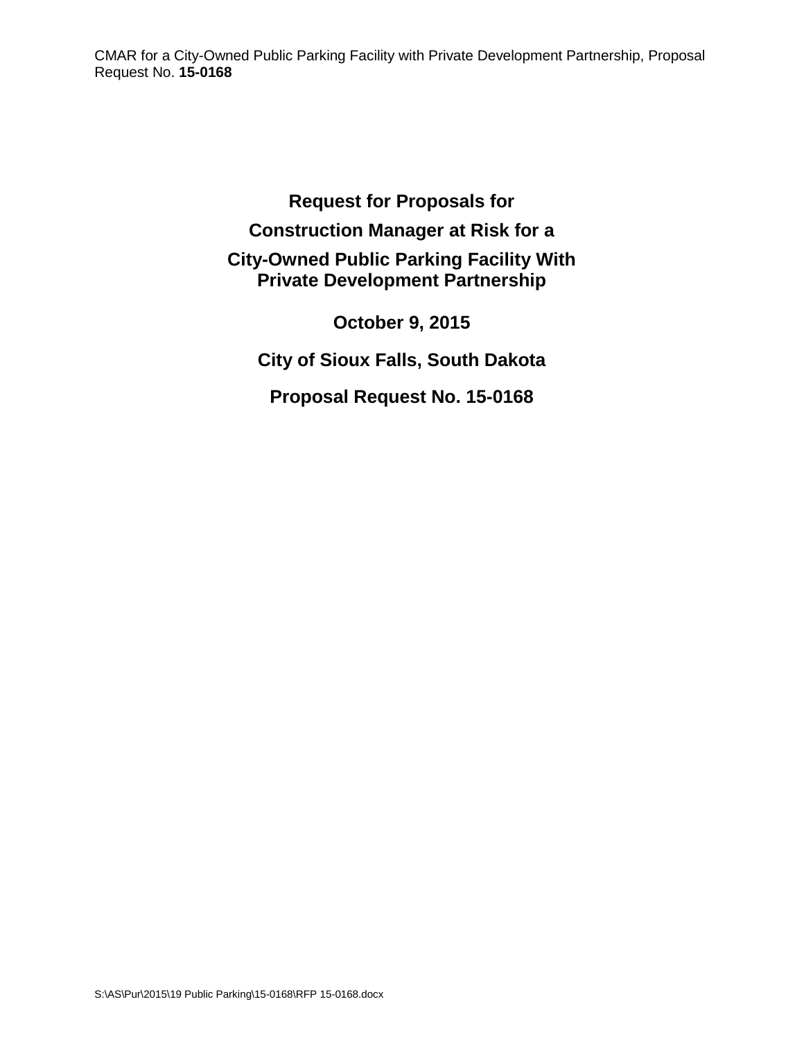# Request for Proposals for

# Construction Manager at Risk for a

# City-Owned Public Parking Facility With Private Development Partnership

**October 9, 2015**

**City of Sioux Falls, South Dakota**

**Proposal Request No. 15-0168**

S:\AS\Pur\2015\19 Public Parking\15-0168\RFP 15-0168.docx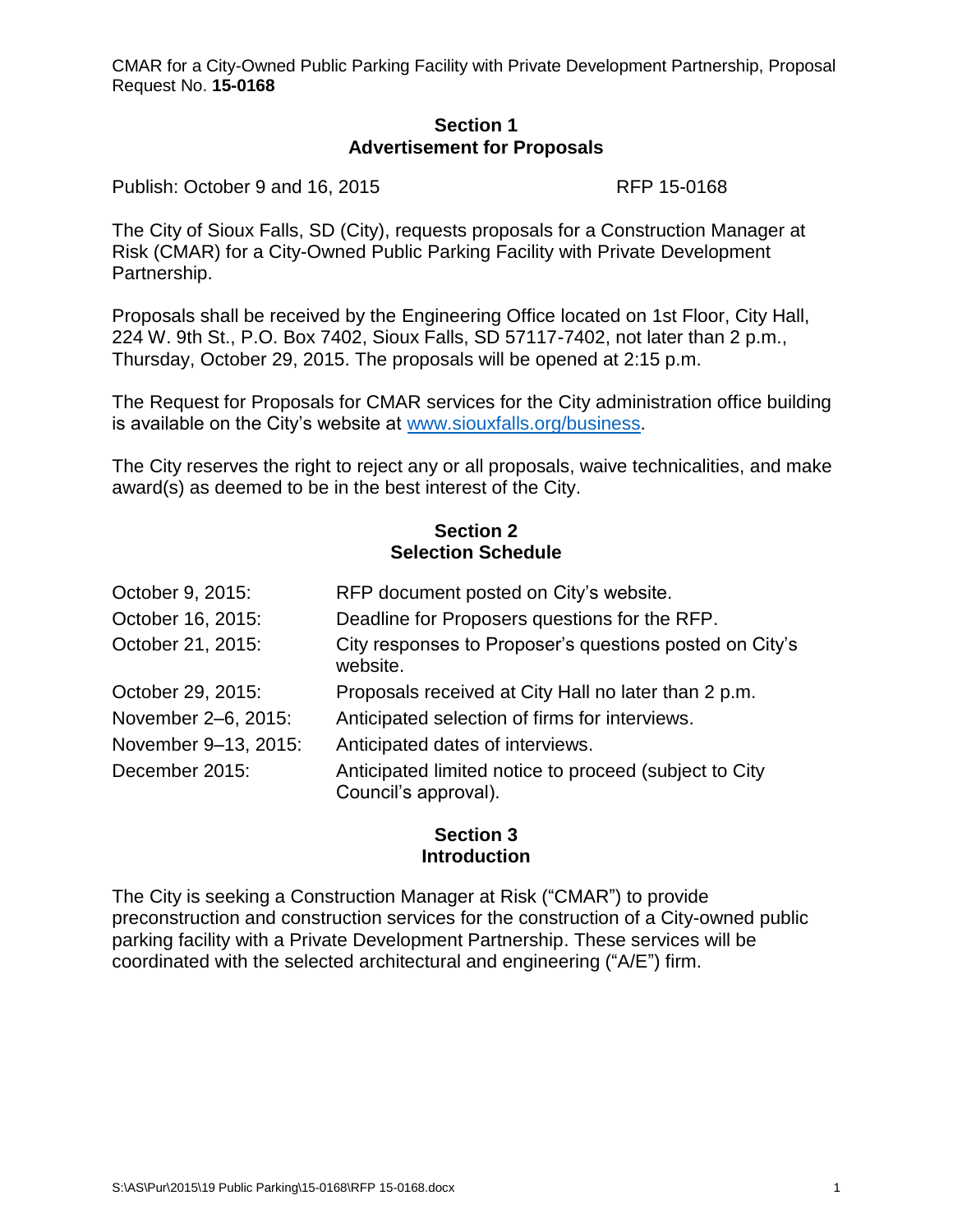## Section 1
## Advertisement for Proposals

Publish: October 9 and 16, 2015 RFP 15-0168

The City of Sioux Falls, SD (City), requests proposals for a Construction Manager at Risk (CMAR) for a City-Owned Public Parking Facility with Private Development Partnership.

Proposals shall be received by the Engineering Office located on 1st Floor, City Hall, 224 W. 9th St., P.O. Box 7402, Sioux Falls, SD 57117-7402, not later than 2 p.m., Thursday, October 29, 2015. The proposals will be opened at 2:15 p.m.

The Request for Proposals for CMAR services for the City administration office building is available on the City's website at [www.siouxfalls.org/business](www.siouxfalls.org/business).

The City reserves the right to reject any or all proposals, waive technicalities, and make award(s) as deemed to be in the best interest of the City.

## Section 2
## Selection Schedule

| | |
|---|---|
| October 9, 2015: | RFP document posted on City's website. |
| October 16, 2015: | Deadline for Proposers questions for the RFP. |
| October 21, 2015: | City responses to Proposer's questions posted on City's website. |
| October 29, 2015: | Proposals received at City Hall no later than 2 p.m. |
| November 2–6, 2015: | Anticipated selection of firms for interviews. |
| November 9–13, 2015: | Anticipated dates of interviews. |
| December 2015: | Anticipated limited notice to proceed (subject to City Council's approval). |

## Section 3
## Introduction

The City is seeking a Construction Manager at Risk ("CMAR") to provide preconstruction and construction services for the construction of a City-owned public parking facility with a Private Development Partnership. These services will be coordinated with the selected architectural and engineering ("A/E") firm.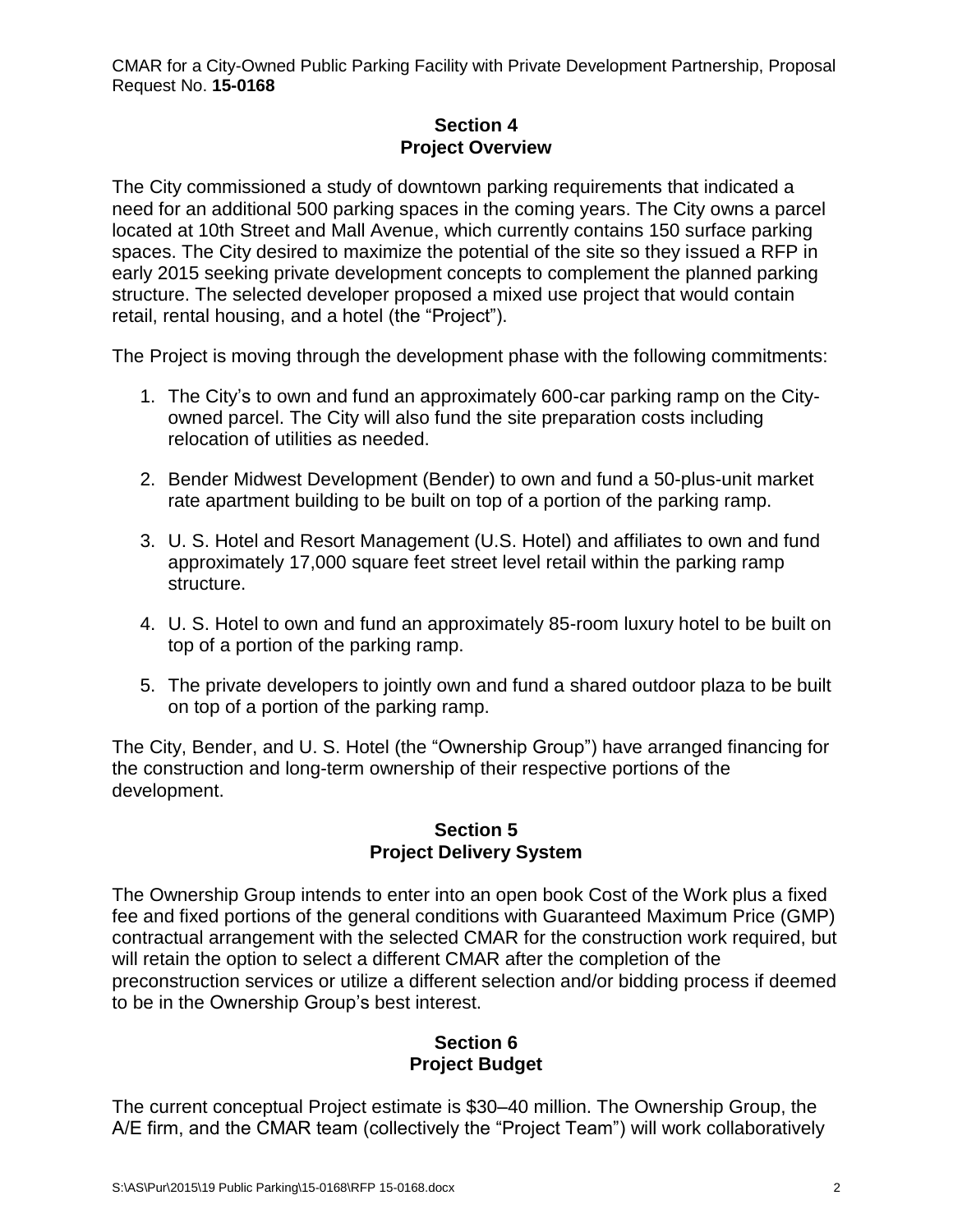## Section 4
## Project Overview

The City commissioned a study of downtown parking requirements that indicated a need for an additional 500 parking spaces in the coming years. The City owns a parcel located at 10th Street and Mall Avenue, which currently contains 150 surface parking spaces. The City desired to maximize the potential of the site so they issued a RFP in early 2015 seeking private development concepts to complement the planned parking structure. The selected developer proposed a mixed use project that would contain retail, rental housing, and a hotel (the "Project").

The Project is moving through the development phase with the following commitments:

1. The City's to own and fund an approximately 600-car parking ramp on the City-owned parcel. The City will also fund the site preparation costs including relocation of utilities as needed.

2. Bender Midwest Development (Bender) to own and fund a 50-plus-unit market rate apartment building to be built on top of a portion of the parking ramp.

3. U. S. Hotel and Resort Management (U.S. Hotel) and affiliates to own and fund approximately 17,000 square feet street level retail within the parking ramp structure.

4. U. S. Hotel to own and fund an approximately 85-room luxury hotel to be built on top of a portion of the parking ramp.

5. The private developers to jointly own and fund a shared outdoor plaza to be built on top of a portion of the parking ramp.

The City, Bender, and U. S. Hotel (the "Ownership Group") have arranged financing for the construction and long-term ownership of their respective portions of the development.

## Section 5
## Project Delivery System

The Ownership Group intends to enter into an open book Cost of the Work plus a fixed fee and fixed portions of the general conditions with Guaranteed Maximum Price (GMP) contractual arrangement with the selected CMAR for the construction work required, but will retain the option to select a different CMAR after the completion of the preconstruction services or utilize a different selection and/or bidding process if deemed to be in the Ownership Group's best interest.

## Section 6
## Project Budget

The current conceptual Project estimate is $30–40 million. The Ownership Group, the A/E firm, and the CMAR team (collectively the "Project Team") will work collaboratively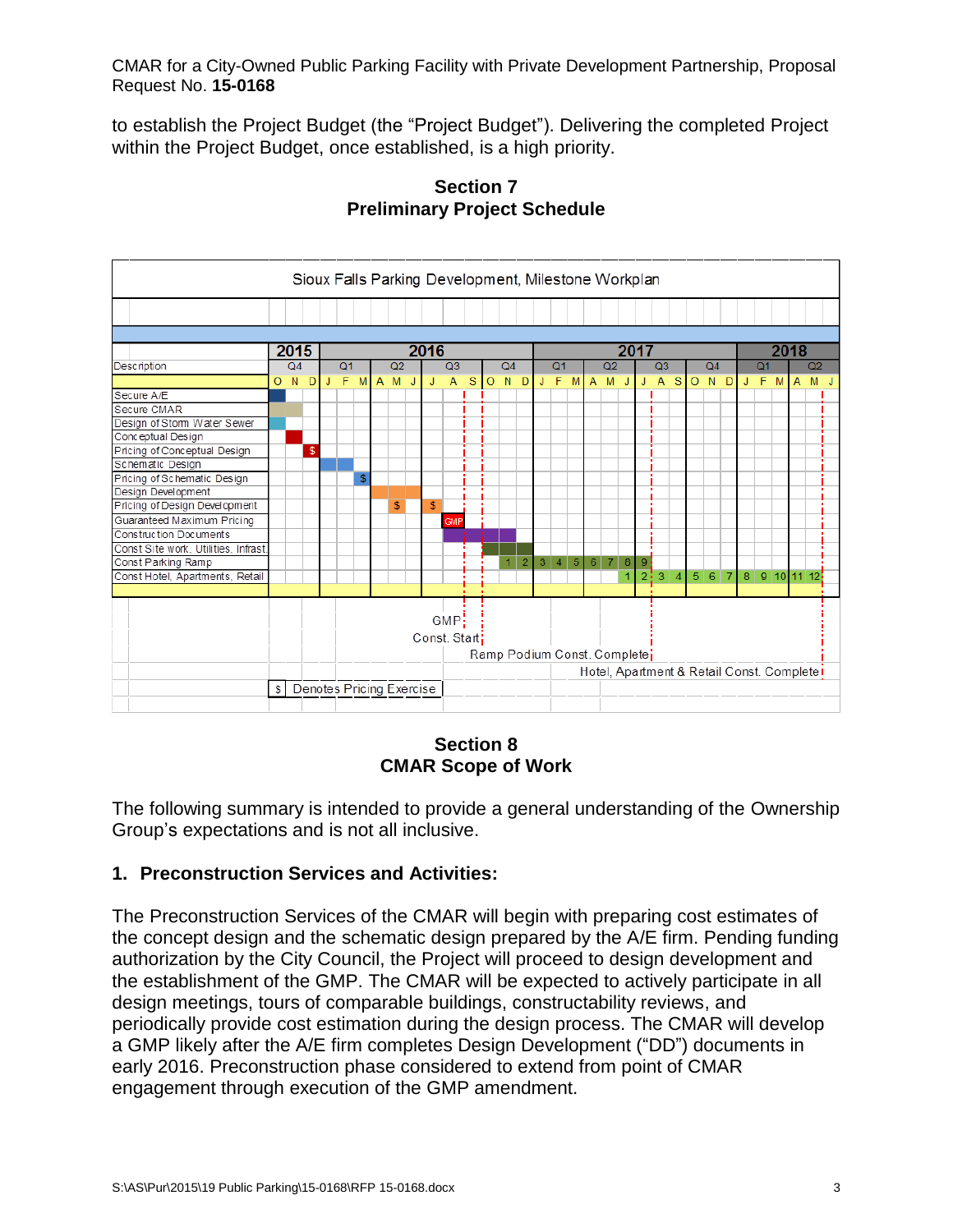to establish the Project Budget (the "Project Budget"). Delivering the completed Project within the Project Budget, once established, is a high priority.

## Section 7
## Preliminary Project Schedule

**Sioux Falls Parking Development, Milestone Workplan**

| Description | 2015 Q4 (O N D) | 2016 Q1 (J F M) | 2016 Q2 (A M J) | 2016 Q3 (J A S) | 2016 Q4 (O N D) | 2017 Q1 (J F M) | 2017 Q2 (A M J) | 2017 Q3 (J A S) | 2017 Q4 (O N D) | 2018 Q1 (J F M) | 2018 Q2 (A M J) |
|---|---|---|---|---|---|---|---|---|---|---|---|
| Secure A/E | O | | | | | | | | | | |
| Secure CMAR | O N | | | | | | | | | | |
| Design of Storm Water Sewer | O | | | | | | | | | | |
| Conceptual Design | N | | | | | | | | | | |
| Pricing of Conceptual Design | D ($) | | | | | | | | | | |
| Schematic Design | | J F | | | | | | | | | |
| Pricing of Schematic Design | | M ($) | | | | | | | | | |
| Design Development | | | A M | | | | | | | | |
| Pricing of Design Development | | | M ($) | J ($) | | | | | | | |
| Guaranteed Maximum Pricing | | | | A (GMP) | | | | | | | |
| Construction Documents | | | | A S | O N | | | | | | |
| Const Site work, Utilities, Infrast. | | | | | O N D | | | | | | |
| Const Parking Ramp | | | | | N (1) D (2) | J (3) F (4) M (5) | A (6) M (7) J (8) | J (9) | | | |
| Const Hotel, Apartments, Retail | | | | | | | J (1) | J (2) A (3) S (4) | O (5) N (6) D (7) | J (8) F (9) M (10) | A (11) M (12) |

Milestones: GMP; Const. Start; Ramp Podium Const. Complete; Hotel, Apartment & Retail Const. Complete

$ Denotes Pricing Exercise

## Section 8
## CMAR Scope of Work

The following summary is intended to provide a general understanding of the Ownership Group's expectations and is not all inclusive.

### 1. Preconstruction Services and Activities:

The Preconstruction Services of the CMAR will begin with preparing cost estimates of the concept design and the schematic design prepared by the A/E firm. Pending funding authorization by the City Council, the Project will proceed to design development and the establishment of the GMP. The CMAR will be expected to actively participate in all design meetings, tours of comparable buildings, constructability reviews, and periodically provide cost estimation during the design process. The CMAR will develop a GMP likely after the A/E firm completes Design Development ("DD") documents in early 2016. Preconstruction phase considered to extend from point of CMAR engagement through execution of the GMP amendment.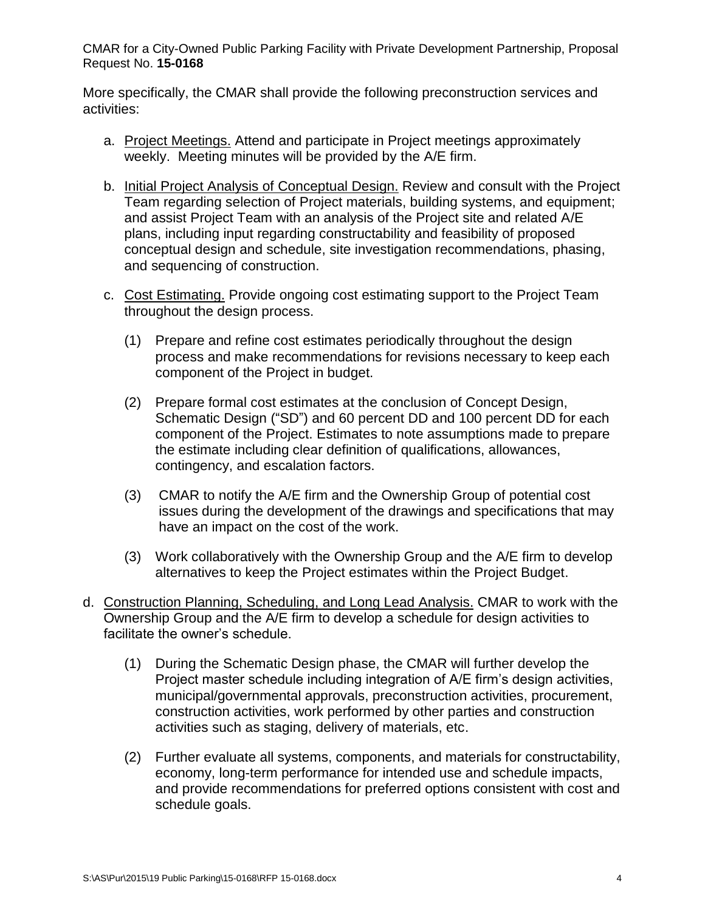More specifically, the CMAR shall provide the following preconstruction services and activities:

a. Project Meetings. Attend and participate in Project meetings approximately weekly. Meeting minutes will be provided by the A/E firm.

b. Initial Project Analysis of Conceptual Design. Review and consult with the Project Team regarding selection of Project materials, building systems, and equipment; and assist Project Team with an analysis of the Project site and related A/E plans, including input regarding constructability and feasibility of proposed conceptual design and schedule, site investigation recommendations, phasing, and sequencing of construction.

c. Cost Estimating. Provide ongoing cost estimating support to the Project Team throughout the design process.

   (1) Prepare and refine cost estimates periodically throughout the design process and make recommendations for revisions necessary to keep each component of the Project in budget.

   (2) Prepare formal cost estimates at the conclusion of Concept Design, Schematic Design ("SD") and 60 percent DD and 100 percent DD for each component of the Project. Estimates to note assumptions made to prepare the estimate including clear definition of qualifications, allowances, contingency, and escalation factors.

   (3) CMAR to notify the A/E firm and the Ownership Group of potential cost issues during the development of the drawings and specifications that may have an impact on the cost of the work.

   (3) Work collaboratively with the Ownership Group and the A/E firm to develop alternatives to keep the Project estimates within the Project Budget.

d. Construction Planning, Scheduling, and Long Lead Analysis. CMAR to work with the Ownership Group and the A/E firm to develop a schedule for design activities to facilitate the owner's schedule.

   (1) During the Schematic Design phase, the CMAR will further develop the Project master schedule including integration of A/E firm's design activities, municipal/governmental approvals, preconstruction activities, procurement, construction activities, work performed by other parties and construction activities such as staging, delivery of materials, etc.

   (2) Further evaluate all systems, components, and materials for constructability, economy, long-term performance for intended use and schedule impacts, and provide recommendations for preferred options consistent with cost and schedule goals.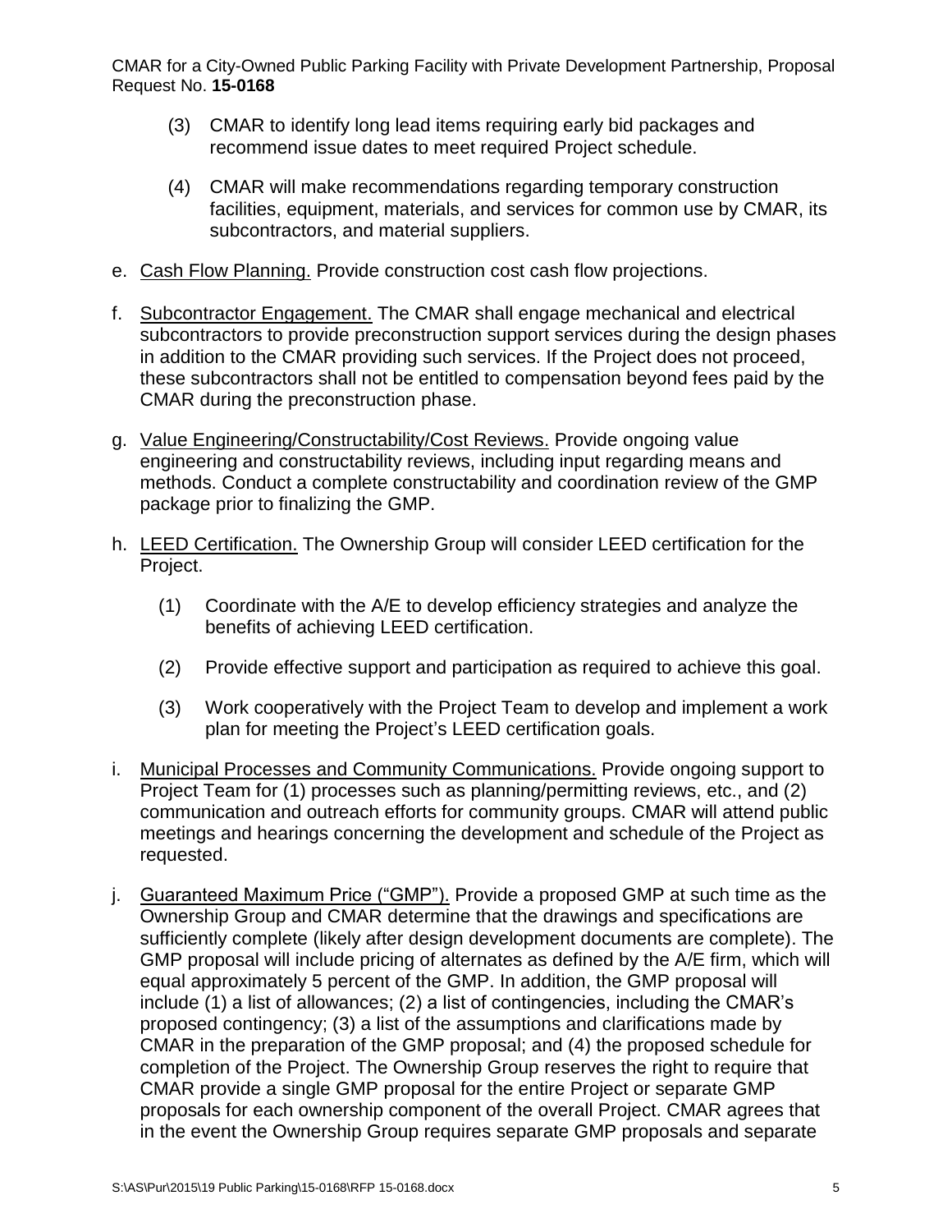(3) CMAR to identify long lead items requiring early bid packages and recommend issue dates to meet required Project schedule.

(4) CMAR will make recommendations regarding temporary construction facilities, equipment, materials, and services for common use by CMAR, its subcontractors, and material suppliers.

e. Cash Flow Planning. Provide construction cost cash flow projections.

f. Subcontractor Engagement. The CMAR shall engage mechanical and electrical subcontractors to provide preconstruction support services during the design phases in addition to the CMAR providing such services. If the Project does not proceed, these subcontractors shall not be entitled to compensation beyond fees paid by the CMAR during the preconstruction phase.

g. Value Engineering/Constructability/Cost Reviews. Provide ongoing value engineering and constructability reviews, including input regarding means and methods. Conduct a complete constructability and coordination review of the GMP package prior to finalizing the GMP.

h. LEED Certification. The Ownership Group will consider LEED certification for the Project.

(1) Coordinate with the A/E to develop efficiency strategies and analyze the benefits of achieving LEED certification.

(2) Provide effective support and participation as required to achieve this goal.

(3) Work cooperatively with the Project Team to develop and implement a work plan for meeting the Project's LEED certification goals.

i. Municipal Processes and Community Communications. Provide ongoing support to Project Team for (1) processes such as planning/permitting reviews, etc., and (2) communication and outreach efforts for community groups. CMAR will attend public meetings and hearings concerning the development and schedule of the Project as requested.

j. Guaranteed Maximum Price ("GMP"). Provide a proposed GMP at such time as the Ownership Group and CMAR determine that the drawings and specifications are sufficiently complete (likely after design development documents are complete). The GMP proposal will include pricing of alternates as defined by the A/E firm, which will equal approximately 5 percent of the GMP. In addition, the GMP proposal will include (1) a list of allowances; (2) a list of contingencies, including the CMAR's proposed contingency; (3) a list of the assumptions and clarifications made by CMAR in the preparation of the GMP proposal; and (4) the proposed schedule for completion of the Project. The Ownership Group reserves the right to require that CMAR provide a single GMP proposal for the entire Project or separate GMP proposals for each ownership component of the overall Project. CMAR agrees that in the event the Ownership Group requires separate GMP proposals and separate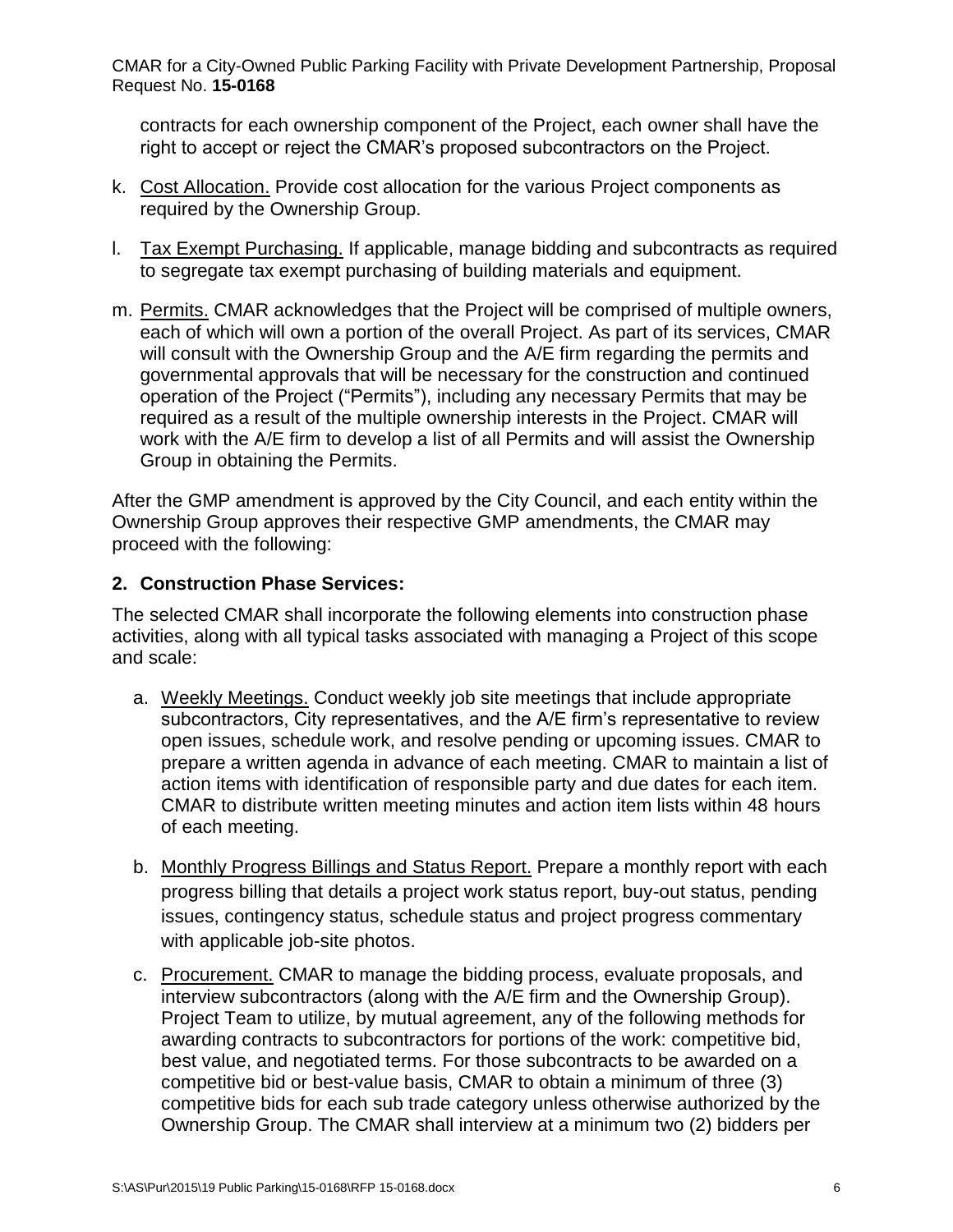contracts for each ownership component of the Project, each owner shall have the right to accept or reject the CMAR's proposed subcontractors on the Project.

k. Cost Allocation. Provide cost allocation for the various Project components as required by the Ownership Group.

l. Tax Exempt Purchasing. If applicable, manage bidding and subcontracts as required to segregate tax exempt purchasing of building materials and equipment.

m. Permits. CMAR acknowledges that the Project will be comprised of multiple owners, each of which will own a portion of the overall Project. As part of its services, CMAR will consult with the Ownership Group and the A/E firm regarding the permits and governmental approvals that will be necessary for the construction and continued operation of the Project ("Permits"), including any necessary Permits that may be required as a result of the multiple ownership interests in the Project. CMAR will work with the A/E firm to develop a list of all Permits and will assist the Ownership Group in obtaining the Permits.

After the GMP amendment is approved by the City Council, and each entity within the Ownership Group approves their respective GMP amendments, the CMAR may proceed with the following:

## 2. Construction Phase Services:

The selected CMAR shall incorporate the following elements into construction phase activities, along with all typical tasks associated with managing a Project of this scope and scale:

a. Weekly Meetings. Conduct weekly job site meetings that include appropriate subcontractors, City representatives, and the A/E firm's representative to review open issues, schedule work, and resolve pending or upcoming issues. CMAR to prepare a written agenda in advance of each meeting. CMAR to maintain a list of action items with identification of responsible party and due dates for each item. CMAR to distribute written meeting minutes and action item lists within 48 hours of each meeting.

b. Monthly Progress Billings and Status Report. Prepare a monthly report with each progress billing that details a project work status report, buy-out status, pending issues, contingency status, schedule status and project progress commentary with applicable job-site photos.

c. Procurement. CMAR to manage the bidding process, evaluate proposals, and interview subcontractors (along with the A/E firm and the Ownership Group). Project Team to utilize, by mutual agreement, any of the following methods for awarding contracts to subcontractors for portions of the work: competitive bid, best value, and negotiated terms. For those subcontracts to be awarded on a competitive bid or best-value basis, CMAR to obtain a minimum of three (3) competitive bids for each sub trade category unless otherwise authorized by the Ownership Group. The CMAR shall interview at a minimum two (2) bidders per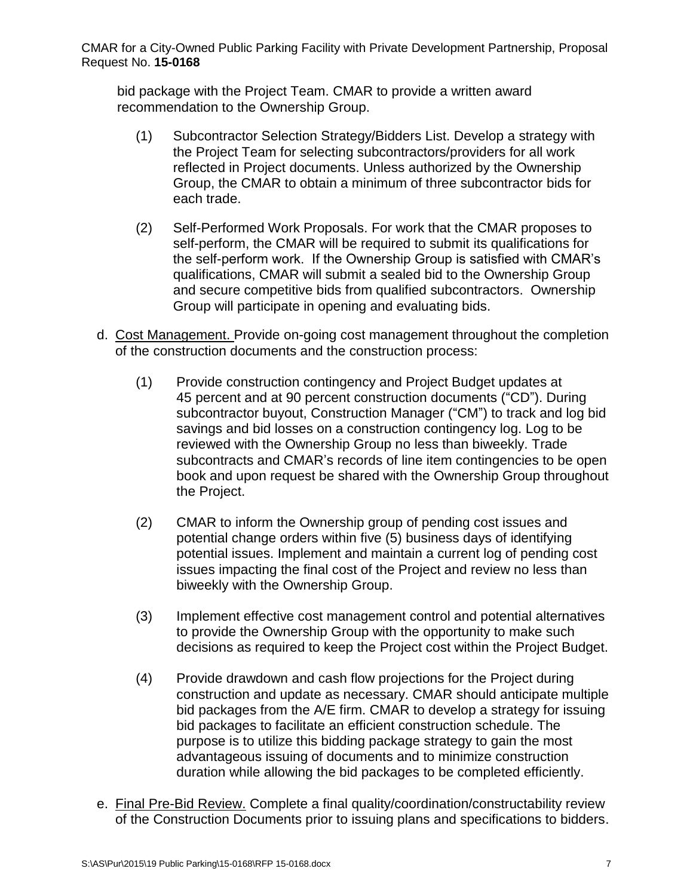bid package with the Project Team. CMAR to provide a written award recommendation to the Ownership Group.

(1) Subcontractor Selection Strategy/Bidders List. Develop a strategy with the Project Team for selecting subcontractors/providers for all work reflected in Project documents. Unless authorized by the Ownership Group, the CMAR to obtain a minimum of three subcontractor bids for each trade.

(2) Self-Performed Work Proposals. For work that the CMAR proposes to self-perform, the CMAR will be required to submit its qualifications for the self-perform work. If the Ownership Group is satisfied with CMAR's qualifications, CMAR will submit a sealed bid to the Ownership Group and secure competitive bids from qualified subcontractors. Ownership Group will participate in opening and evaluating bids.

d. <u>Cost Management.</u> Provide on-going cost management throughout the completion of the construction documents and the construction process:

(1) Provide construction contingency and Project Budget updates at 45 percent and at 90 percent construction documents ("CD"). During subcontractor buyout, Construction Manager ("CM") to track and log bid savings and bid losses on a construction contingency log. Log to be reviewed with the Ownership Group no less than biweekly. Trade subcontracts and CMAR's records of line item contingencies to be open book and upon request be shared with the Ownership Group throughout the Project.

(2) CMAR to inform the Ownership group of pending cost issues and potential change orders within five (5) business days of identifying potential issues. Implement and maintain a current log of pending cost issues impacting the final cost of the Project and review no less than biweekly with the Ownership Group.

(3) Implement effective cost management control and potential alternatives to provide the Ownership Group with the opportunity to make such decisions as required to keep the Project cost within the Project Budget.

(4) Provide drawdown and cash flow projections for the Project during construction and update as necessary. CMAR should anticipate multiple bid packages from the A/E firm. CMAR to develop a strategy for issuing bid packages to facilitate an efficient construction schedule. The purpose is to utilize this bidding package strategy to gain the most advantageous issuing of documents and to minimize construction duration while allowing the bid packages to be completed efficiently.

e. <u>Final Pre-Bid Review.</u> Complete a final quality/coordination/constructability review of the Construction Documents prior to issuing plans and specifications to bidders.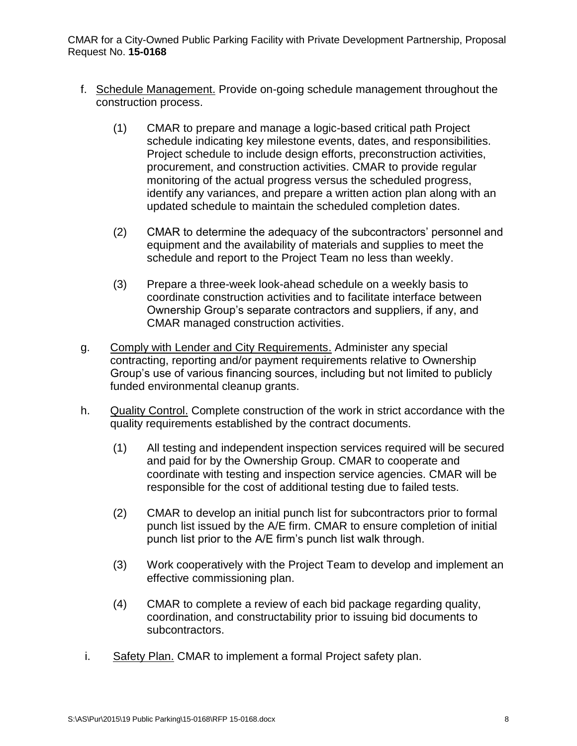f. Underlined: Schedule Management. Provide on-going schedule management throughout the construction process.

    (1) CMAR to prepare and manage a logic-based critical path Project schedule indicating key milestone events, dates, and responsibilities. Project schedule to include design efforts, preconstruction activities, procurement, and construction activities. CMAR to provide regular monitoring of the actual progress versus the scheduled progress, identify any variances, and prepare a written action plan along with an updated schedule to maintain the scheduled completion dates.

    (2) CMAR to determine the adequacy of the subcontractors' personnel and equipment and the availability of materials and supplies to meet the schedule and report to the Project Team no less than weekly.

    (3) Prepare a three-week look-ahead schedule on a weekly basis to coordinate construction activities and to facilitate interface between Ownership Group's separate contractors and suppliers, if any, and CMAR managed construction activities.

g. Comply with Lender and City Requirements. Administer any special contracting, reporting and/or payment requirements relative to Ownership Group's use of various financing sources, including but not limited to publicly funded environmental cleanup grants.

h. Quality Control. Complete construction of the work in strict accordance with the quality requirements established by the contract documents.

    (1) All testing and independent inspection services required will be secured and paid for by the Ownership Group. CMAR to cooperate and coordinate with testing and inspection service agencies. CMAR will be responsible for the cost of additional testing due to failed tests.

    (2) CMAR to develop an initial punch list for subcontractors prior to formal punch list issued by the A/E firm. CMAR to ensure completion of initial punch list prior to the A/E firm's punch list walk through.

    (3) Work cooperatively with the Project Team to develop and implement an effective commissioning plan.

    (4) CMAR to complete a review of each bid package regarding quality, coordination, and constructability prior to issuing bid documents to subcontractors.

i. Safety Plan. CMAR to implement a formal Project safety plan.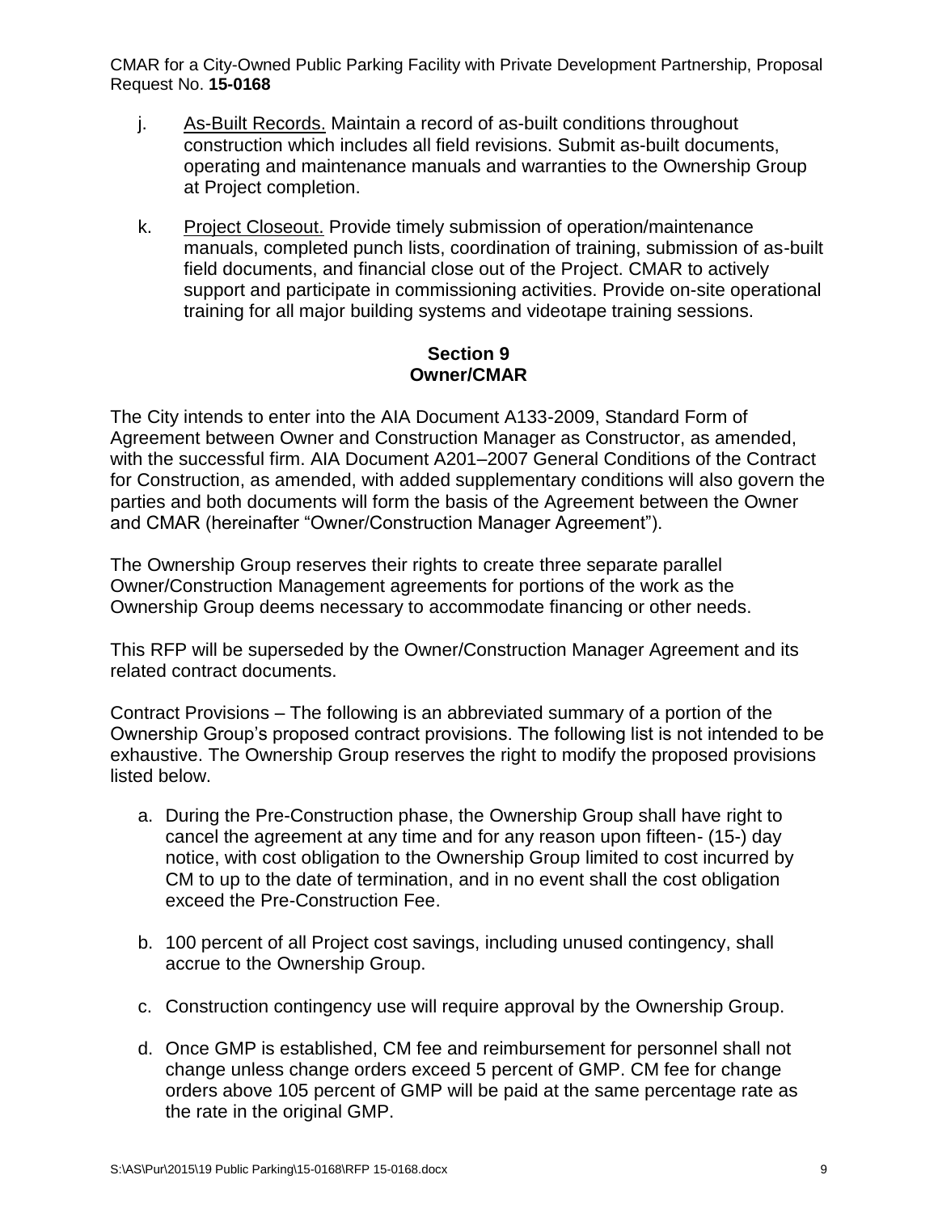j. As-Built Records. Maintain a record of as-built conditions throughout construction which includes all field revisions. Submit as-built documents, operating and maintenance manuals and warranties to the Ownership Group at Project completion.

k. Project Closeout. Provide timely submission of operation/maintenance manuals, completed punch lists, coordination of training, submission of as-built field documents, and financial close out of the Project. CMAR to actively support and participate in commissioning activities. Provide on-site operational training for all major building systems and videotape training sessions.

## Section 9
## Owner/CMAR

The City intends to enter into the AIA Document A133-2009, Standard Form of Agreement between Owner and Construction Manager as Constructor, as amended, with the successful firm. AIA Document A201–2007 General Conditions of the Contract for Construction, as amended, with added supplementary conditions will also govern the parties and both documents will form the basis of the Agreement between the Owner and CMAR (hereinafter "Owner/Construction Manager Agreement").

The Ownership Group reserves their rights to create three separate parallel Owner/Construction Management agreements for portions of the work as the Ownership Group deems necessary to accommodate financing or other needs.

This RFP will be superseded by the Owner/Construction Manager Agreement and its related contract documents.

Contract Provisions – The following is an abbreviated summary of a portion of the Ownership Group's proposed contract provisions. The following list is not intended to be exhaustive. The Ownership Group reserves the right to modify the proposed provisions listed below.

a. During the Pre-Construction phase, the Ownership Group shall have right to cancel the agreement at any time and for any reason upon fifteen- (15-) day notice, with cost obligation to the Ownership Group limited to cost incurred by CM to up to the date of termination, and in no event shall the cost obligation exceed the Pre-Construction Fee.

b. 100 percent of all Project cost savings, including unused contingency, shall accrue to the Ownership Group.

c. Construction contingency use will require approval by the Ownership Group.

d. Once GMP is established, CM fee and reimbursement for personnel shall not change unless change orders exceed 5 percent of GMP. CM fee for change orders above 105 percent of GMP will be paid at the same percentage rate as the rate in the original GMP.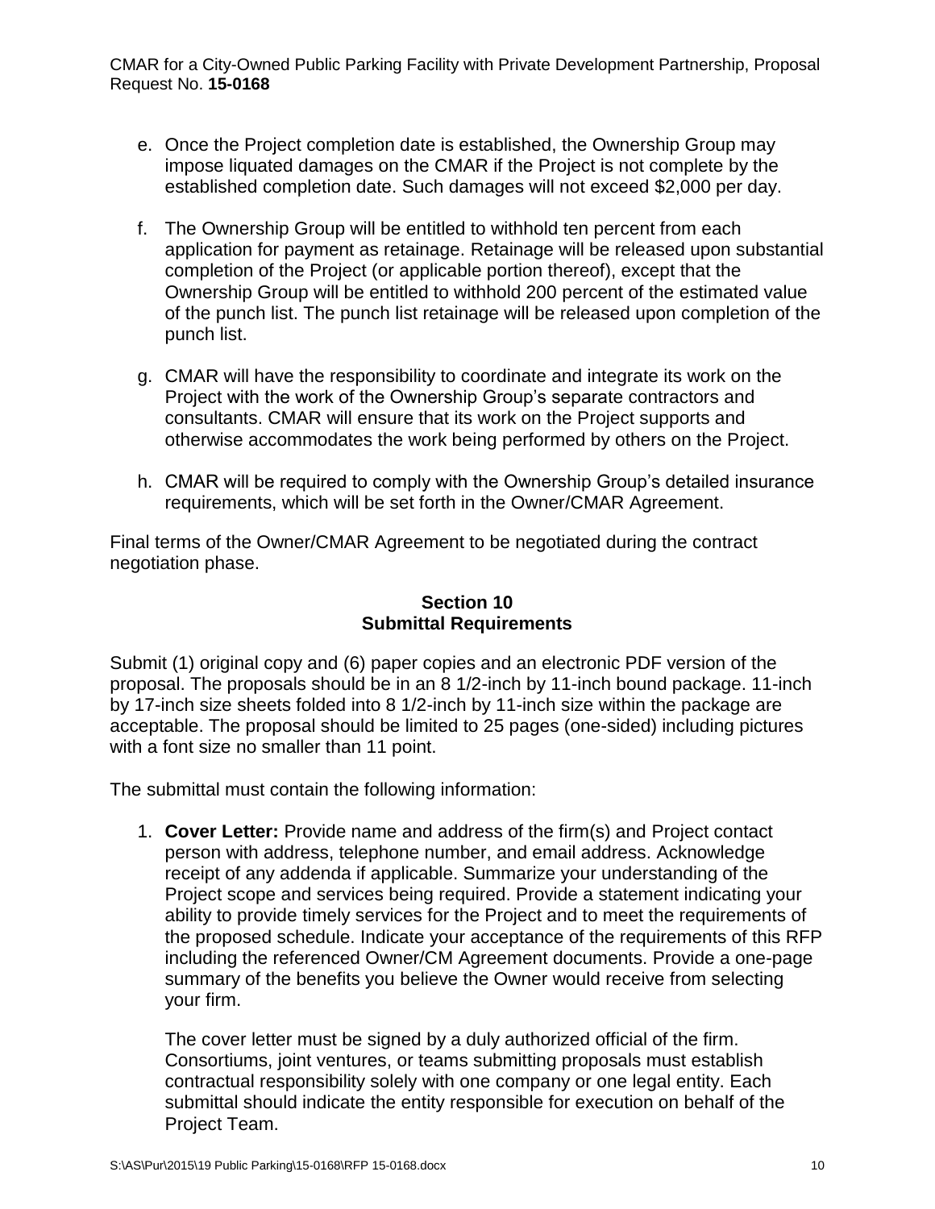e. Once the Project completion date is established, the Ownership Group may impose liquated damages on the CMAR if the Project is not complete by the established completion date. Such damages will not exceed $2,000 per day.

f. The Ownership Group will be entitled to withhold ten percent from each application for payment as retainage. Retainage will be released upon substantial completion of the Project (or applicable portion thereof), except that the Ownership Group will be entitled to withhold 200 percent of the estimated value of the punch list. The punch list retainage will be released upon completion of the punch list.

g. CMAR will have the responsibility to coordinate and integrate its work on the Project with the work of the Ownership Group's separate contractors and consultants. CMAR will ensure that its work on the Project supports and otherwise accommodates the work being performed by others on the Project.

h. CMAR will be required to comply with the Ownership Group's detailed insurance requirements, which will be set forth in the Owner/CMAR Agreement.

Final terms of the Owner/CMAR Agreement to be negotiated during the contract negotiation phase.

## Section 10
## Submittal Requirements

Submit (1) original copy and (6) paper copies and an electronic PDF version of the proposal. The proposals should be in an 8 1/2-inch by 11-inch bound package. 11-inch by 17-inch size sheets folded into 8 1/2-inch by 11-inch size within the package are acceptable. The proposal should be limited to 25 pages (one-sided) including pictures with a font size no smaller than 11 point.

The submittal must contain the following information:

1. **Cover Letter:** Provide name and address of the firm(s) and Project contact person with address, telephone number, and email address. Acknowledge receipt of any addenda if applicable. Summarize your understanding of the Project scope and services being required. Provide a statement indicating your ability to provide timely services for the Project and to meet the requirements of the proposed schedule. Indicate your acceptance of the requirements of this RFP including the referenced Owner/CM Agreement documents. Provide a one-page summary of the benefits you believe the Owner would receive from selecting your firm.

   The cover letter must be signed by a duly authorized official of the firm. Consortiums, joint ventures, or teams submitting proposals must establish contractual responsibility solely with one company or one legal entity. Each submittal should indicate the entity responsible for execution on behalf of the Project Team.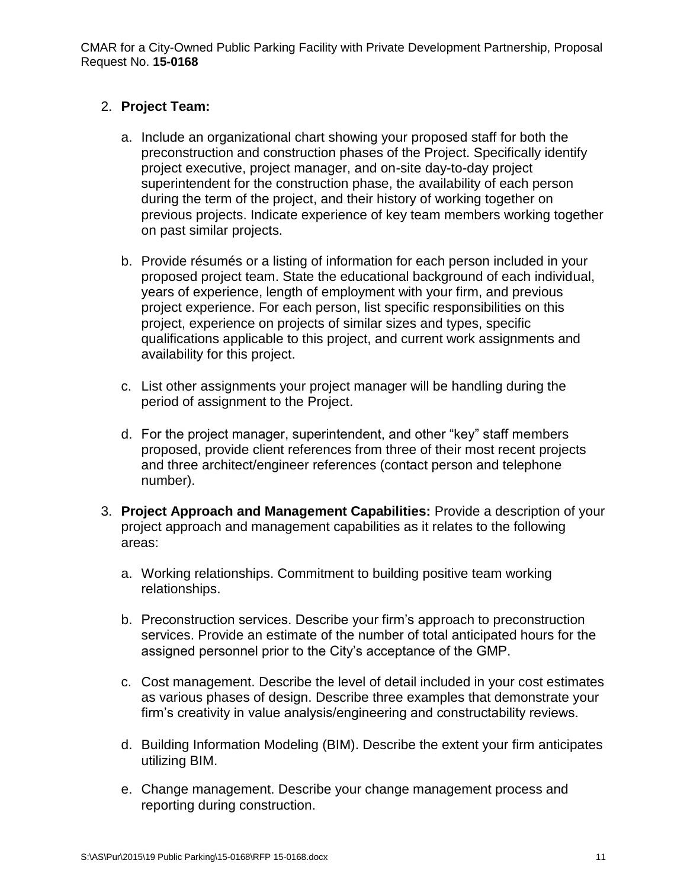2. **Project Team:**

    a. Include an organizational chart showing your proposed staff for both the preconstruction and construction phases of the Project. Specifically identify project executive, project manager, and on-site day-to-day project superintendent for the construction phase, the availability of each person during the term of the project, and their history of working together on previous projects. Indicate experience of key team members working together on past similar projects.

    b. Provide résumés or a listing of information for each person included in your proposed project team. State the educational background of each individual, years of experience, length of employment with your firm, and previous project experience. For each person, list specific responsibilities on this project, experience on projects of similar sizes and types, specific qualifications applicable to this project, and current work assignments and availability for this project.

    c. List other assignments your project manager will be handling during the period of assignment to the Project.

    d. For the project manager, superintendent, and other "key" staff members proposed, provide client references from three of their most recent projects and three architect/engineer references (contact person and telephone number).

3. **Project Approach and Management Capabilities:** Provide a description of your project approach and management capabilities as it relates to the following areas:

    a. Working relationships. Commitment to building positive team working relationships.

    b. Preconstruction services. Describe your firm's approach to preconstruction services. Provide an estimate of the number of total anticipated hours for the assigned personnel prior to the City's acceptance of the GMP.

    c. Cost management. Describe the level of detail included in your cost estimates as various phases of design. Describe three examples that demonstrate your firm's creativity in value analysis/engineering and constructability reviews.

    d. Building Information Modeling (BIM). Describe the extent your firm anticipates utilizing BIM.

    e. Change management. Describe your change management process and reporting during construction.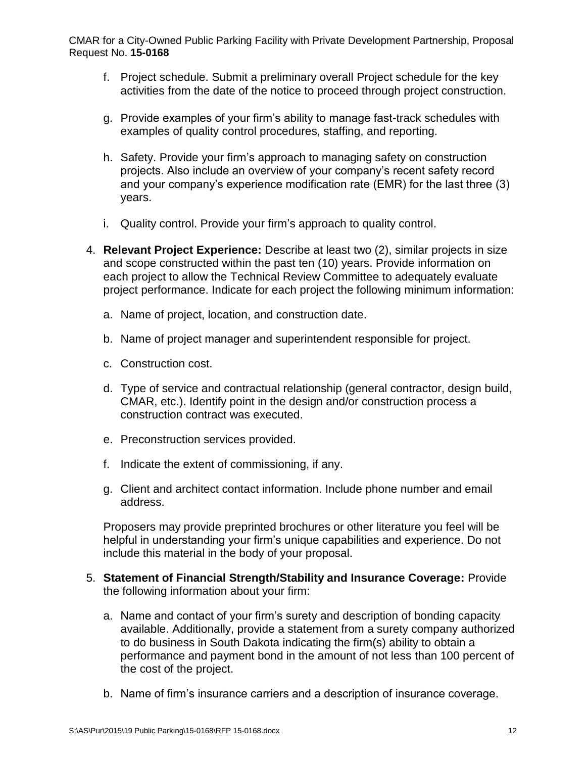f. Project schedule. Submit a preliminary overall Project schedule for the key activities from the date of the notice to proceed through project construction.

g. Provide examples of your firm's ability to manage fast-track schedules with examples of quality control procedures, staffing, and reporting.

h. Safety. Provide your firm's approach to managing safety on construction projects. Also include an overview of your company's recent safety record and your company's experience modification rate (EMR) for the last three (3) years.

i. Quality control. Provide your firm's approach to quality control.

4. **Relevant Project Experience:** Describe at least two (2), similar projects in size and scope constructed within the past ten (10) years. Provide information on each project to allow the Technical Review Committee to adequately evaluate project performance. Indicate for each project the following minimum information:

   a. Name of project, location, and construction date.

   b. Name of project manager and superintendent responsible for project.

   c. Construction cost.

   d. Type of service and contractual relationship (general contractor, design build, CMAR, etc.). Identify point in the design and/or construction process a construction contract was executed.

   e. Preconstruction services provided.

   f. Indicate the extent of commissioning, if any.

   g. Client and architect contact information. Include phone number and email address.

   Proposers may provide preprinted brochures or other literature you feel will be helpful in understanding your firm's unique capabilities and experience. Do not include this material in the body of your proposal.

5. **Statement of Financial Strength/Stability and Insurance Coverage:** Provide the following information about your firm:

   a. Name and contact of your firm's surety and description of bonding capacity available. Additionally, provide a statement from a surety company authorized to do business in South Dakota indicating the firm(s) ability to obtain a performance and payment bond in the amount of not less than 100 percent of the cost of the project.

   b. Name of firm's insurance carriers and a description of insurance coverage.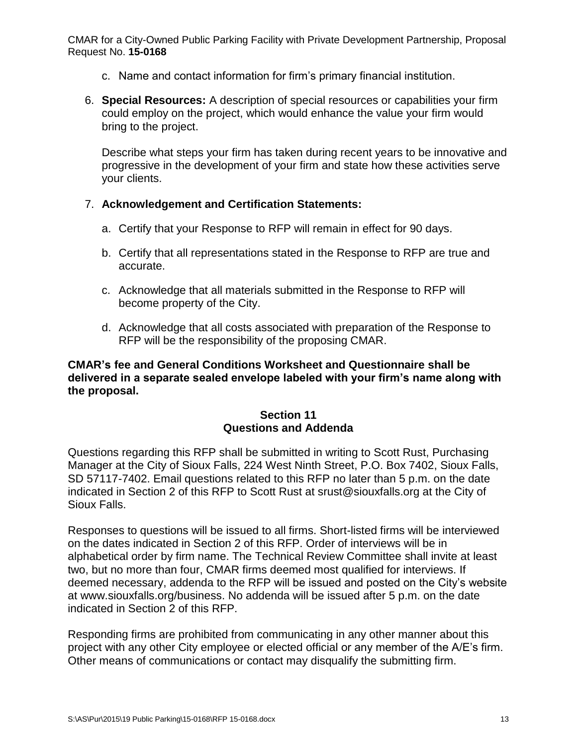c. Name and contact information for firm's primary financial institution.

6. **Special Resources:** A description of special resources or capabilities your firm could employ on the project, which would enhance the value your firm would bring to the project.

   Describe what steps your firm has taken during recent years to be innovative and progressive in the development of your firm and state how these activities serve your clients.

7. **Acknowledgement and Certification Statements:**

   a. Certify that your Response to RFP will remain in effect for 90 days.

   b. Certify that all representations stated in the Response to RFP are true and accurate.

   c. Acknowledge that all materials submitted in the Response to RFP will become property of the City.

   d. Acknowledge that all costs associated with preparation of the Response to RFP will be the responsibility of the proposing CMAR.

**CMAR's fee and General Conditions Worksheet and Questionnaire shall be delivered in a separate sealed envelope labeled with your firm's name along with the proposal.**

## Section 11
## Questions and Addenda

Questions regarding this RFP shall be submitted in writing to Scott Rust, Purchasing Manager at the City of Sioux Falls, 224 West Ninth Street, P.O. Box 7402, Sioux Falls, SD 57117-7402. Email questions related to this RFP no later than 5 p.m. on the date indicated in Section 2 of this RFP to Scott Rust at srust@siouxfalls.org at the City of Sioux Falls.

Responses to questions will be issued to all firms. Short-listed firms will be interviewed on the dates indicated in Section 2 of this RFP. Order of interviews will be in alphabetical order by firm name. The Technical Review Committee shall invite at least two, but no more than four, CMAR firms deemed most qualified for interviews. If deemed necessary, addenda to the RFP will be issued and posted on the City's website at www.siouxfalls.org/business. No addenda will be issued after 5 p.m. on the date indicated in Section 2 of this RFP.

Responding firms are prohibited from communicating in any other manner about this project with any other City employee or elected official or any member of the A/E's firm. Other means of communications or contact may disqualify the submitting firm.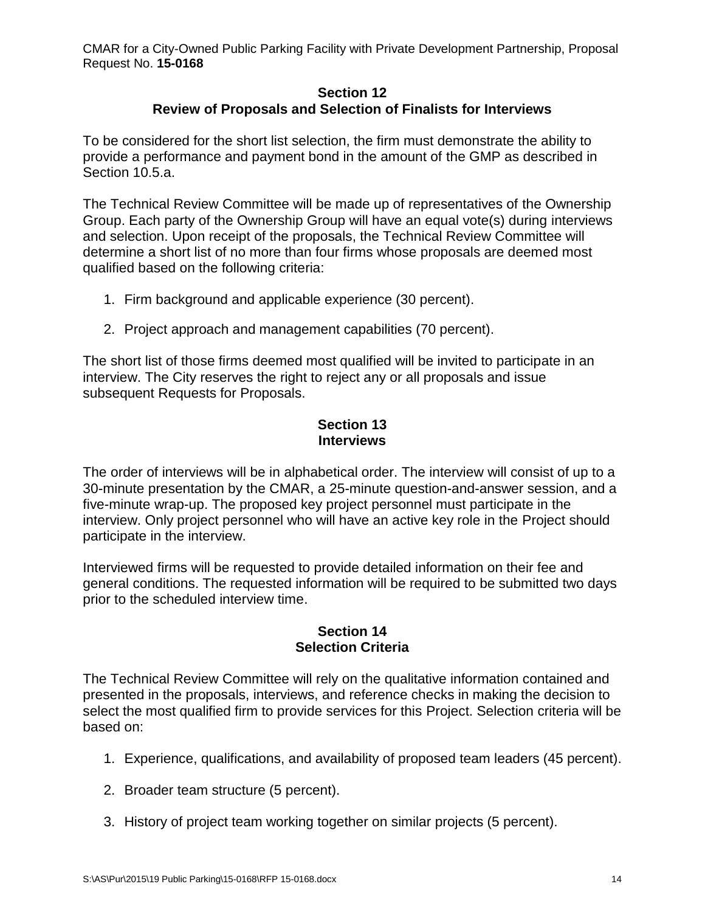## Section 12
## Review of Proposals and Selection of Finalists for Interviews

To be considered for the short list selection, the firm must demonstrate the ability to provide a performance and payment bond in the amount of the GMP as described in Section 10.5.a.

The Technical Review Committee will be made up of representatives of the Ownership Group. Each party of the Ownership Group will have an equal vote(s) during interviews and selection. Upon receipt of the proposals, the Technical Review Committee will determine a short list of no more than four firms whose proposals are deemed most qualified based on the following criteria:

1. Firm background and applicable experience (30 percent).

2. Project approach and management capabilities (70 percent).

The short list of those firms deemed most qualified will be invited to participate in an interview. The City reserves the right to reject any or all proposals and issue subsequent Requests for Proposals.

## Section 13
## Interviews

The order of interviews will be in alphabetical order. The interview will consist of up to a 30-minute presentation by the CMAR, a 25-minute question-and-answer session, and a five-minute wrap-up. The proposed key project personnel must participate in the interview. Only project personnel who will have an active key role in the Project should participate in the interview.

Interviewed firms will be requested to provide detailed information on their fee and general conditions. The requested information will be required to be submitted two days prior to the scheduled interview time.

## Section 14
## Selection Criteria

The Technical Review Committee will rely on the qualitative information contained and presented in the proposals, interviews, and reference checks in making the decision to select the most qualified firm to provide services for this Project. Selection criteria will be based on:

1. Experience, qualifications, and availability of proposed team leaders (45 percent).

2. Broader team structure (5 percent).

3. History of project team working together on similar projects (5 percent).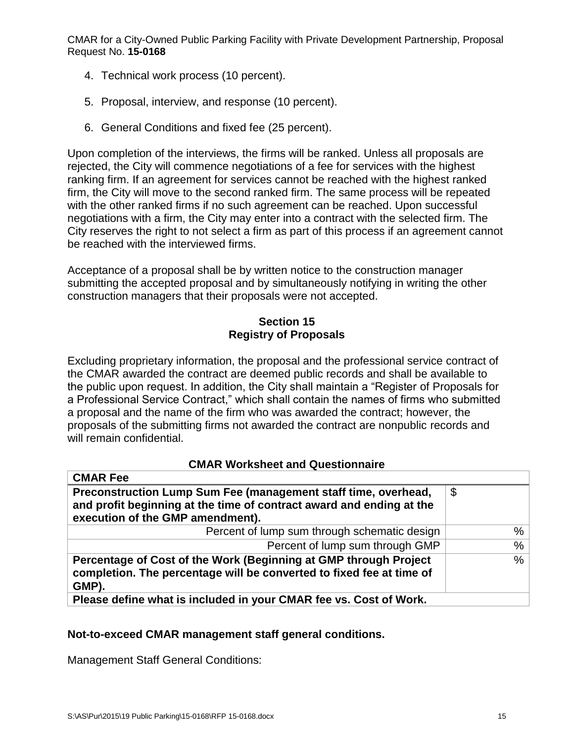4. Technical work process (10 percent).

5. Proposal, interview, and response (10 percent).

6. General Conditions and fixed fee (25 percent).

Upon completion of the interviews, the firms will be ranked. Unless all proposals are rejected, the City will commence negotiations of a fee for services with the highest ranking firm. If an agreement for services cannot be reached with the highest ranked firm, the City will move to the second ranked firm. The same process will be repeated with the other ranked firms if no such agreement can be reached. Upon successful negotiations with a firm, the City may enter into a contract with the selected firm. The City reserves the right to not select a firm as part of this process if an agreement cannot be reached with the interviewed firms.

Acceptance of a proposal shall be by written notice to the construction manager submitting the accepted proposal and by simultaneously notifying in writing the other construction managers that their proposals were not accepted.

## Section 15
## Registry of Proposals

Excluding proprietary information, the proposal and the professional service contract of the CMAR awarded the contract are deemed public records and shall be available to the public upon request. In addition, the City shall maintain a "Register of Proposals for a Professional Service Contract," which shall contain the names of firms who submitted a proposal and the name of the firm who was awarded the contract; however, the proposals of the submitting firms not awarded the contract are nonpublic records and will remain confidential.

### CMAR Worksheet and Questionnaire

| **CMAR Fee** | |
|---|---|
| **Preconstruction Lump Sum Fee (management staff time, overhead, and profit beginning at the time of contract award and ending at the execution of the GMP amendment).** | $ |
| Percent of lump sum through schematic design | % |
| Percent of lump sum through GMP | % |
| **Percentage of Cost of the Work (Beginning at GMP through Project completion. The percentage will be converted to fixed fee at time of GMP).** | % |
| **Please define what is included in your CMAR fee vs. Cost of Work.** | |

**Not-to-exceed CMAR management staff general conditions.**

Management Staff General Conditions: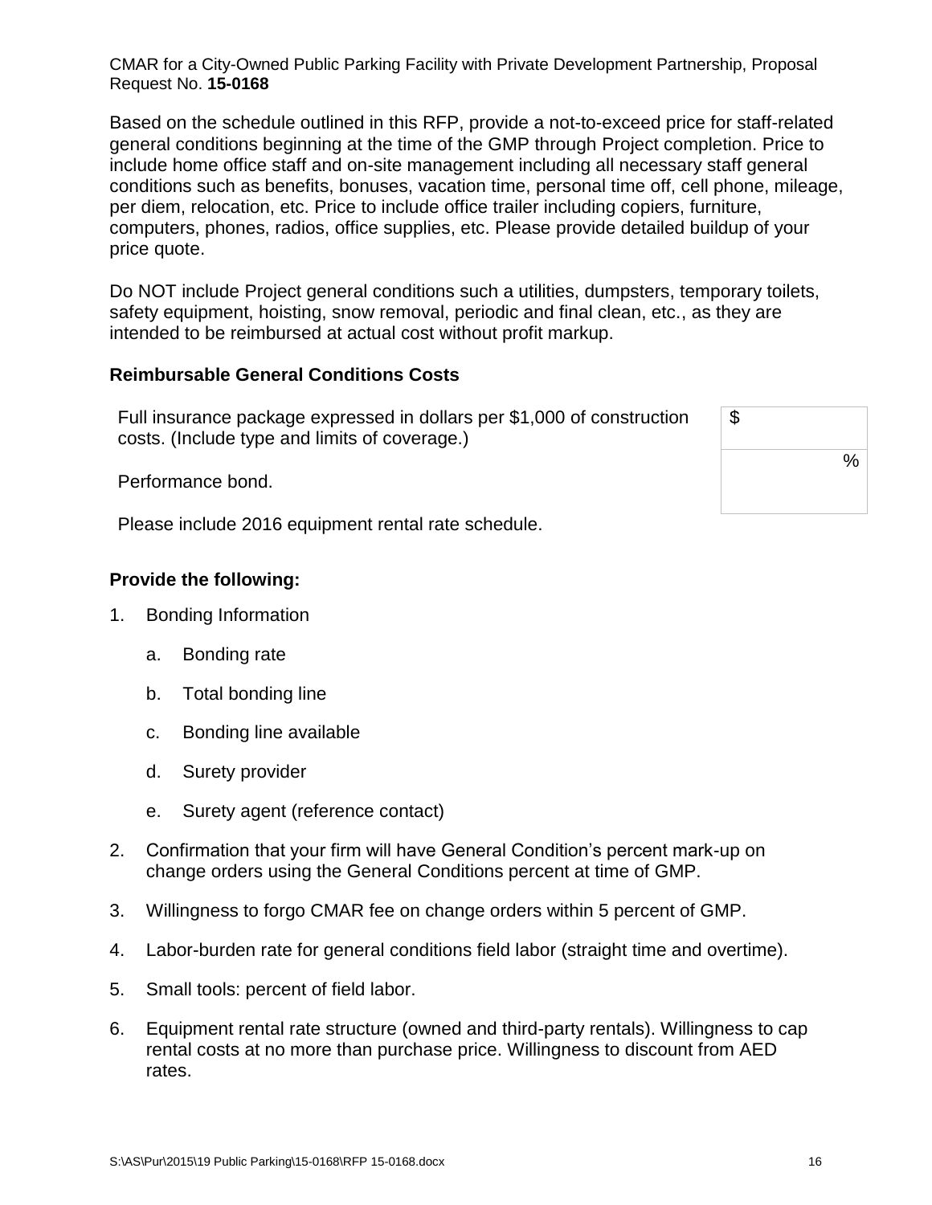Based on the schedule outlined in this RFP, provide a not-to-exceed price for staff-related general conditions beginning at the time of the GMP through Project completion. Price to include home office staff and on-site management including all necessary staff general conditions such as benefits, bonuses, vacation time, personal time off, cell phone, mileage, per diem, relocation, etc. Price to include office trailer including copiers, furniture, computers, phones, radios, office supplies, etc. Please provide detailed buildup of your price quote.

Do NOT include Project general conditions such a utilities, dumpsters, temporary toilets, safety equipment, hoisting, snow removal, periodic and final clean, etc., as they are intended to be reimbursed at actual cost without profit markup.

### Reimbursable General Conditions Costs

| | |
|---|---|
| Full insurance package expressed in dollars per $1,000 of construction costs. (Include type and limits of coverage.) | $ |
| Performance bond. | % |

Please include 2016 equipment rental rate schedule.

### Provide the following:

1. Bonding Information
   a. Bonding rate
   b. Total bonding line
   c. Bonding line available
   d. Surety provider
   e. Surety agent (reference contact)
2. Confirmation that your firm will have General Condition's percent mark-up on change orders using the General Conditions percent at time of GMP.
3. Willingness to forgo CMAR fee on change orders within 5 percent of GMP.
4. Labor-burden rate for general conditions field labor (straight time and overtime).
5. Small tools: percent of field labor.
6. Equipment rental rate structure (owned and third-party rentals). Willingness to cap rental costs at no more than purchase price. Willingness to discount from AED rates.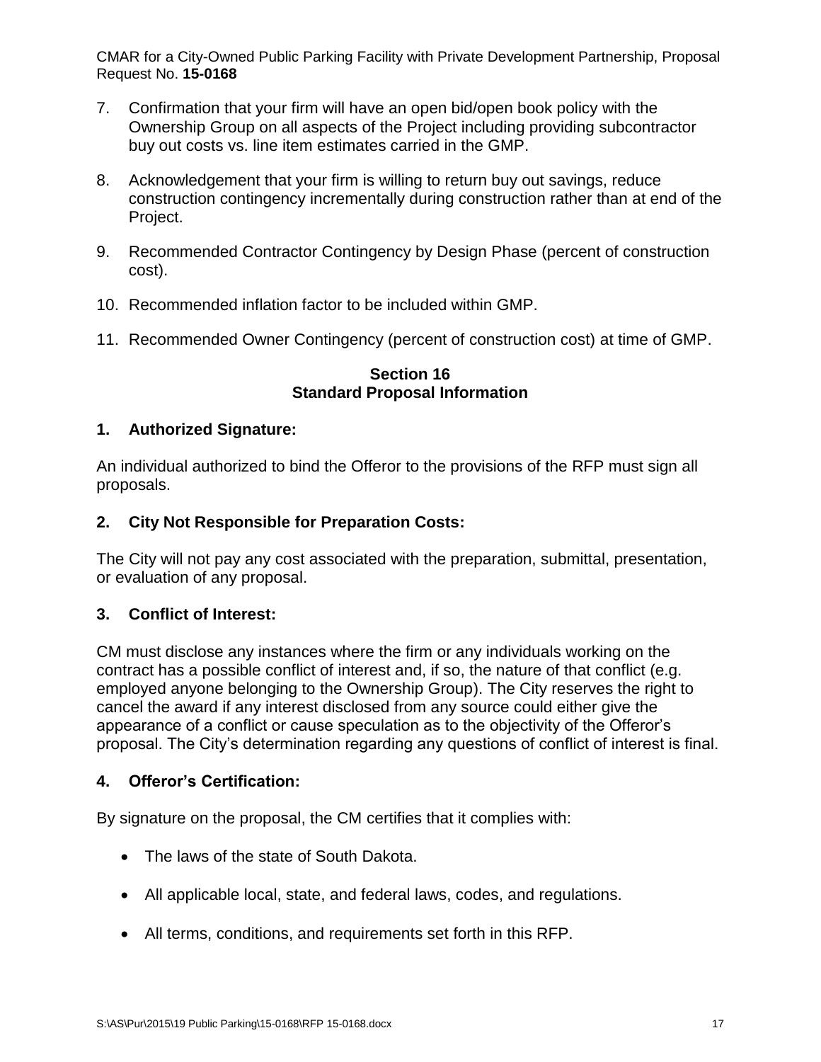7. Confirmation that your firm will have an open bid/open book policy with the Ownership Group on all aspects of the Project including providing subcontractor buy out costs vs. line item estimates carried in the GMP.

8. Acknowledgement that your firm is willing to return buy out savings, reduce construction contingency incrementally during construction rather than at end of the Project.

9. Recommended Contractor Contingency by Design Phase (percent of construction cost).

10. Recommended inflation factor to be included within GMP.

11. Recommended Owner Contingency (percent of construction cost) at time of GMP.

## Section 16
## Standard Proposal Information

### 1. Authorized Signature:

An individual authorized to bind the Offeror to the provisions of the RFP must sign all proposals.

### 2. City Not Responsible for Preparation Costs:

The City will not pay any cost associated with the preparation, submittal, presentation, or evaluation of any proposal.

### 3. Conflict of Interest:

CM must disclose any instances where the firm or any individuals working on the contract has a possible conflict of interest and, if so, the nature of that conflict (e.g. employed anyone belonging to the Ownership Group). The City reserves the right to cancel the award if any interest disclosed from any source could either give the appearance of a conflict or cause speculation as to the objectivity of the Offeror's proposal. The City's determination regarding any questions of conflict of interest is final.

### 4. Offeror's Certification:

By signature on the proposal, the CM certifies that it complies with:

- The laws of the state of South Dakota.
- All applicable local, state, and federal laws, codes, and regulations.
- All terms, conditions, and requirements set forth in this RFP.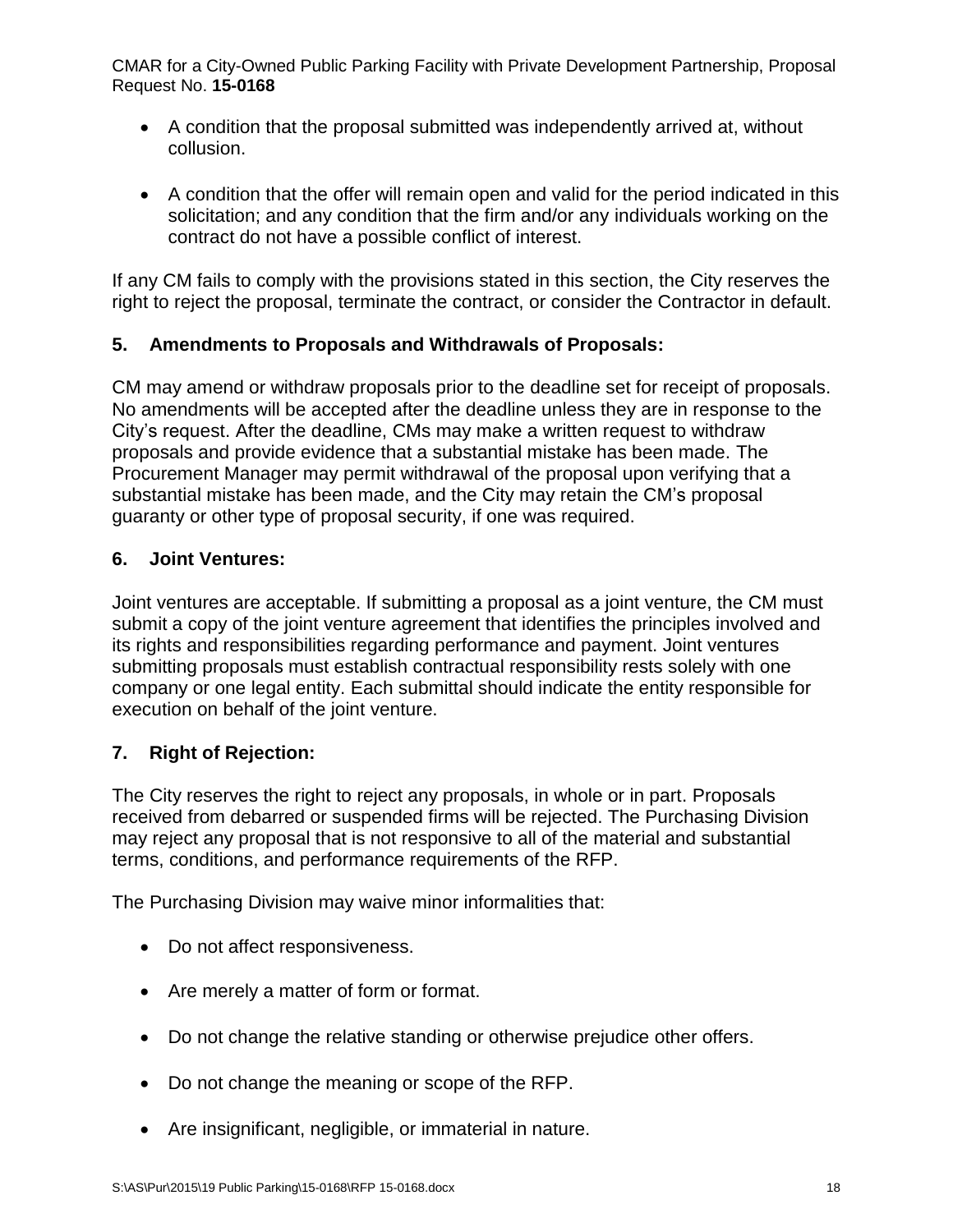- A condition that the proposal submitted was independently arrived at, without collusion.

- A condition that the offer will remain open and valid for the period indicated in this solicitation; and any condition that the firm and/or any individuals working on the contract do not have a possible conflict of interest.

If any CM fails to comply with the provisions stated in this section, the City reserves the right to reject the proposal, terminate the contract, or consider the Contractor in default.

### 5. Amendments to Proposals and Withdrawals of Proposals:

CM may amend or withdraw proposals prior to the deadline set for receipt of proposals. No amendments will be accepted after the deadline unless they are in response to the City's request. After the deadline, CMs may make a written request to withdraw proposals and provide evidence that a substantial mistake has been made. The Procurement Manager may permit withdrawal of the proposal upon verifying that a substantial mistake has been made, and the City may retain the CM's proposal guaranty or other type of proposal security, if one was required.

### 6. Joint Ventures:

Joint ventures are acceptable. If submitting a proposal as a joint venture, the CM must submit a copy of the joint venture agreement that identifies the principles involved and its rights and responsibilities regarding performance and payment. Joint ventures submitting proposals must establish contractual responsibility rests solely with one company or one legal entity. Each submittal should indicate the entity responsible for execution on behalf of the joint venture.

### 7. Right of Rejection:

The City reserves the right to reject any proposals, in whole or in part. Proposals received from debarred or suspended firms will be rejected. The Purchasing Division may reject any proposal that is not responsive to all of the material and substantial terms, conditions, and performance requirements of the RFP.

The Purchasing Division may waive minor informalities that:

- Do not affect responsiveness.

- Are merely a matter of form or format.

- Do not change the relative standing or otherwise prejudice other offers.

- Do not change the meaning or scope of the RFP.

- Are insignificant, negligible, or immaterial in nature.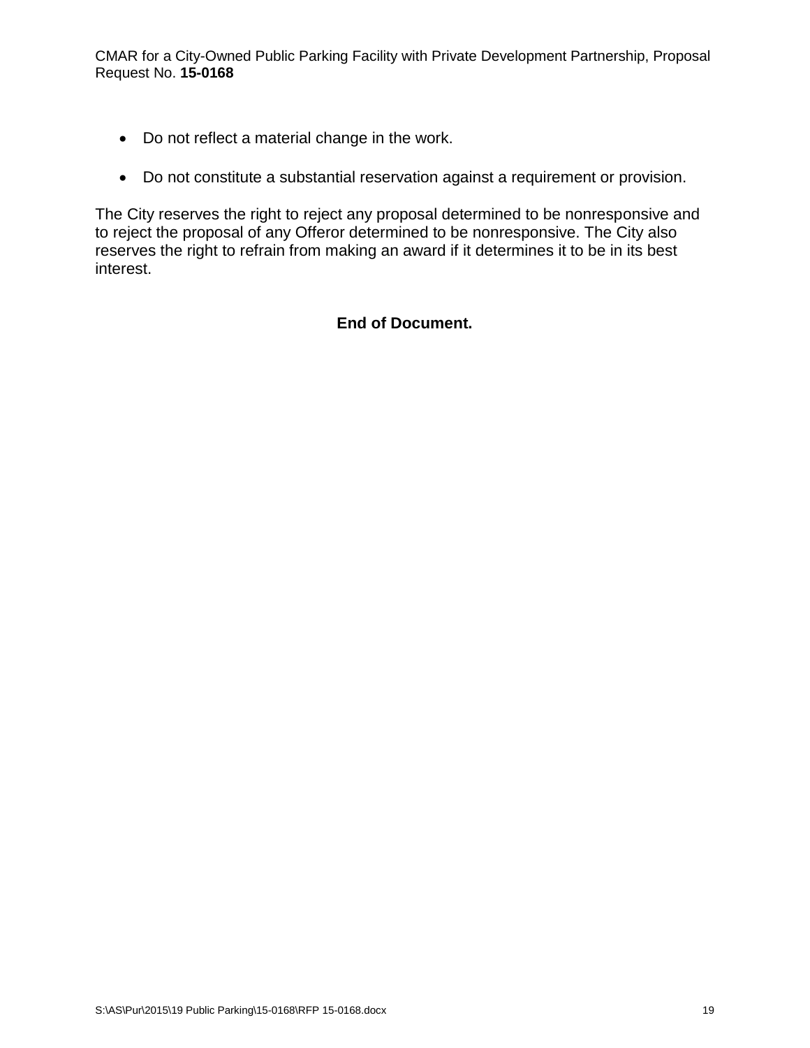- Do not reflect a material change in the work.
- Do not constitute a substantial reservation against a requirement or provision.

The City reserves the right to reject any proposal determined to be nonresponsive and to reject the proposal of any Offeror determined to be nonresponsive. The City also reserves the right to refrain from making an award if it determines it to be in its best interest.

**End of Document.**